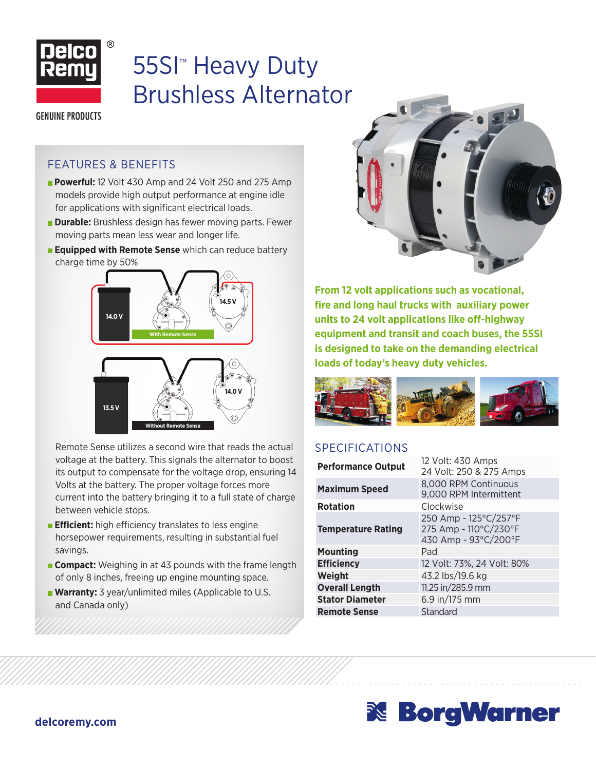Delco Remy®

GENUINE PRODUCTS

# 55SI™ Heavy Duty Brushless Alternator

## FEATURES & BENEFITS

- **Powerful:** 12 Volt 430 Amp and 24 Volt 250 and 275 Amp models provide high output performance at engine idle for applications with significant electrical loads.
- **Durable:** Brushless design has fewer moving parts. Fewer moving parts mean less wear and longer life.
- **Equipped with Remote Sense** which can reduce battery charge time by 50%

14.0 V — 14.5 V — With Remote Sense

13.5 V — 14.0 V — Without Remote Sense

Remote Sense utilizes a second wire that reads the actual voltage at the battery. This signals the alternator to boost its output to compensate for the voltage drop, ensuring 14 Volts at the battery. The proper voltage forces more current into the battery bringing it to a full state of charge between vehicle stops.

- **Efficient:** high efficiency translates to less engine horsepower requirements, resulting in substantial fuel savings.
- **Compact:** Weighing in at 43 pounds with the frame length of only 8 inches, freeing up engine mounting space.
- **Warranty:** 3 year/unlimited miles (Applicable to U.S. and Canada only)

**From 12 volt applications such as vocational, fire and long haul trucks with auxiliary power units to 24 volt applications like off-highway equipment and transit and coach buses, the 55SI is designed to take on the demanding electrical loads of today's heavy duty vehicles.**

## SPECIFICATIONS

| | |
|---|---|
| **Performance Output** | 12 Volt: 430 Amps<br>24 Volt: 250 & 275 Amps |
| **Maximum Speed** | 8,000 RPM Continuous<br>9,000 RPM Intermittent |
| **Rotation** | Clockwise |
| **Temperature Rating** | 250 Amp - 125°C/257°F<br>275 Amp - 110°C/230°F<br>430 Amp - 93°C/200°F |
| **Mounting** | Pad |
| **Efficiency** | 12 Volt: 73%, 24 Volt: 80% |
| **Weight** | 43.2 lbs/19.6 kg |
| **Overall Length** | 11.25 in/285.9 mm |
| **Stator Diameter** | 6.9 in/175 mm |
| **Remote Sense** | Standard |

delcoremy.com

BorgWarner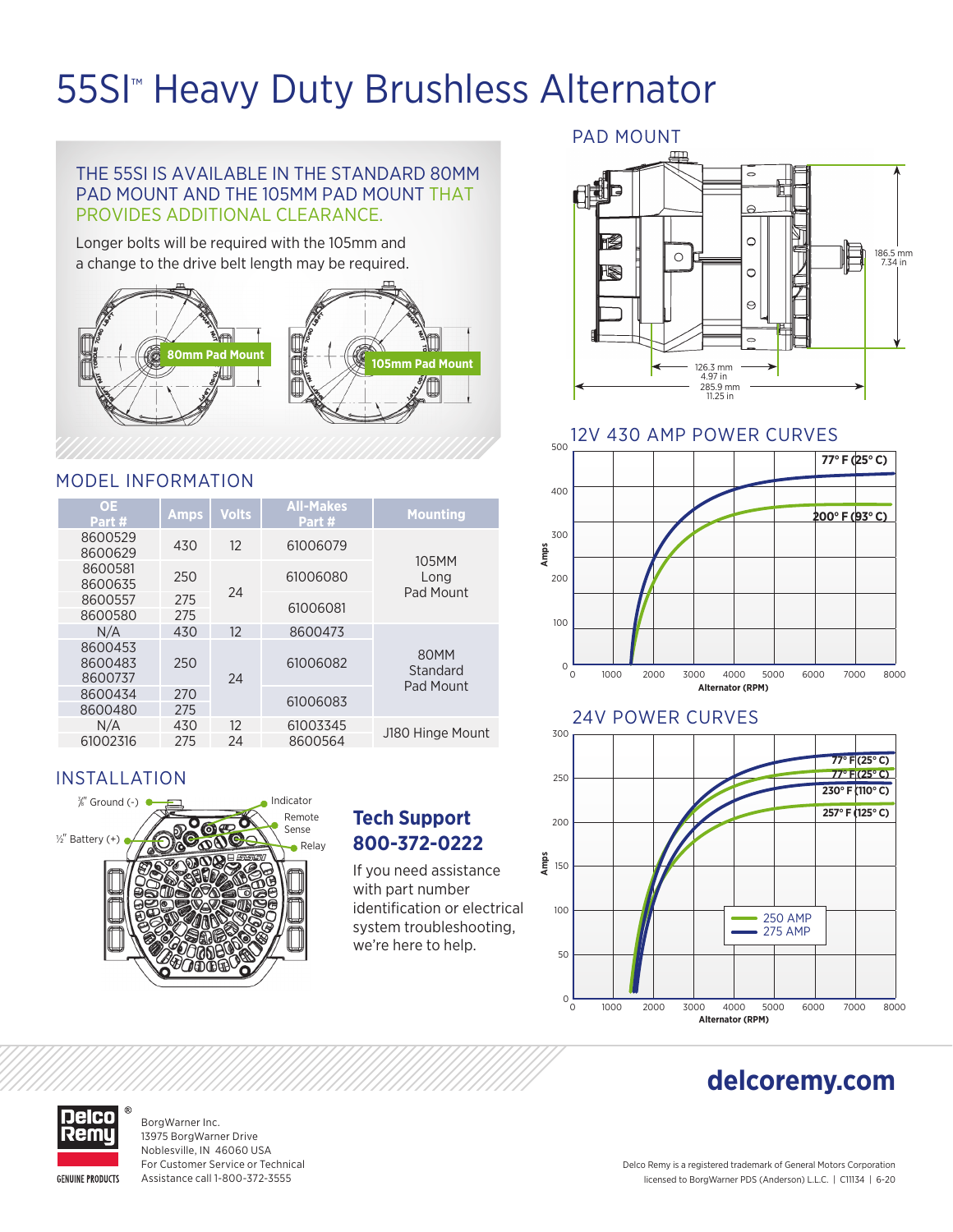# 55SI™ Heavy Duty Brushless Alternator

THE 55SI IS AVAILABLE IN THE STANDARD 80MM PAD MOUNT AND THE 105MM PAD MOUNT THAT PROVIDES ADDITIONAL CLEARANCE.

Longer bolts will be required with the 105mm and a change to the drive belt length may be required.

80mm Pad Mount

105mm Pad Mount

## MODEL INFORMATION

| OE Part # | Amps | Volts | All-Makes Part # | Mounting |
|---|---|---|---|---|
| 8600529<br>8600629 | 430 | 12 | 61006079 | 105MM Long Pad Mount |
| 8600581<br>8600635 | 250 | 24 | 61006080 | |
| 8600557 | 275 | | 61006081 | |
| 8600580 | 275 | | | |
| N/A | 430 | 12 | 8600473 | 80MM Standard Pad Mount |
| 8600453<br>8600483<br>8600737 | 250 | 24 | 61006082 | |
| 8600434 | 270 | | 61006083 | |
| 8600480 | 275 | | | |
| N/A | 430 | 12 | 61003345 | J180 Hinge Mount |
| 61002316 | 275 | 24 | 8600564 | |

## INSTALLATION

⅜" Ground (-)
½" Battery (+)
Indicator
Remote Sense
Relay

**Tech Support**
**800-372-0222**

If you need assistance with part number identification or electrical system troubleshooting, we're here to help.

## PAD MOUNT

186.5 mm
7.34 in
126.3 mm
4.97 in
285.9 mm
11.25 in

## 12V 430 AMP POWER CURVES

77° F (25° C)
200° F (93° C)
Amps
0
100
200
300
400
500
0 1000 2000 3000 4000 5000 6000 7000 8000
Alternator (RPM)

## 24V POWER CURVES

77° F (25° C)
77° F (25° C)
230° F (110° C)
257° F (125° C)
250 AMP
275 AMP
Amps
0
50
100
150
200
250
300
0 1000 2000 3000 4000 5000 6000 7000 8000
Alternator (RPM)

**delcoremy.com**

Delco Remy® GENUINE PRODUCTS

BorgWarner Inc.
13975 BorgWarner Drive
Noblesville, IN 46060 USA
For Customer Service or Technical Assistance call 1-800-372-3555

Delco Remy is a registered trademark of General Motors Corporation licensed to BorgWarner PDS (Anderson) L.L.C. | C11134 | 6-20